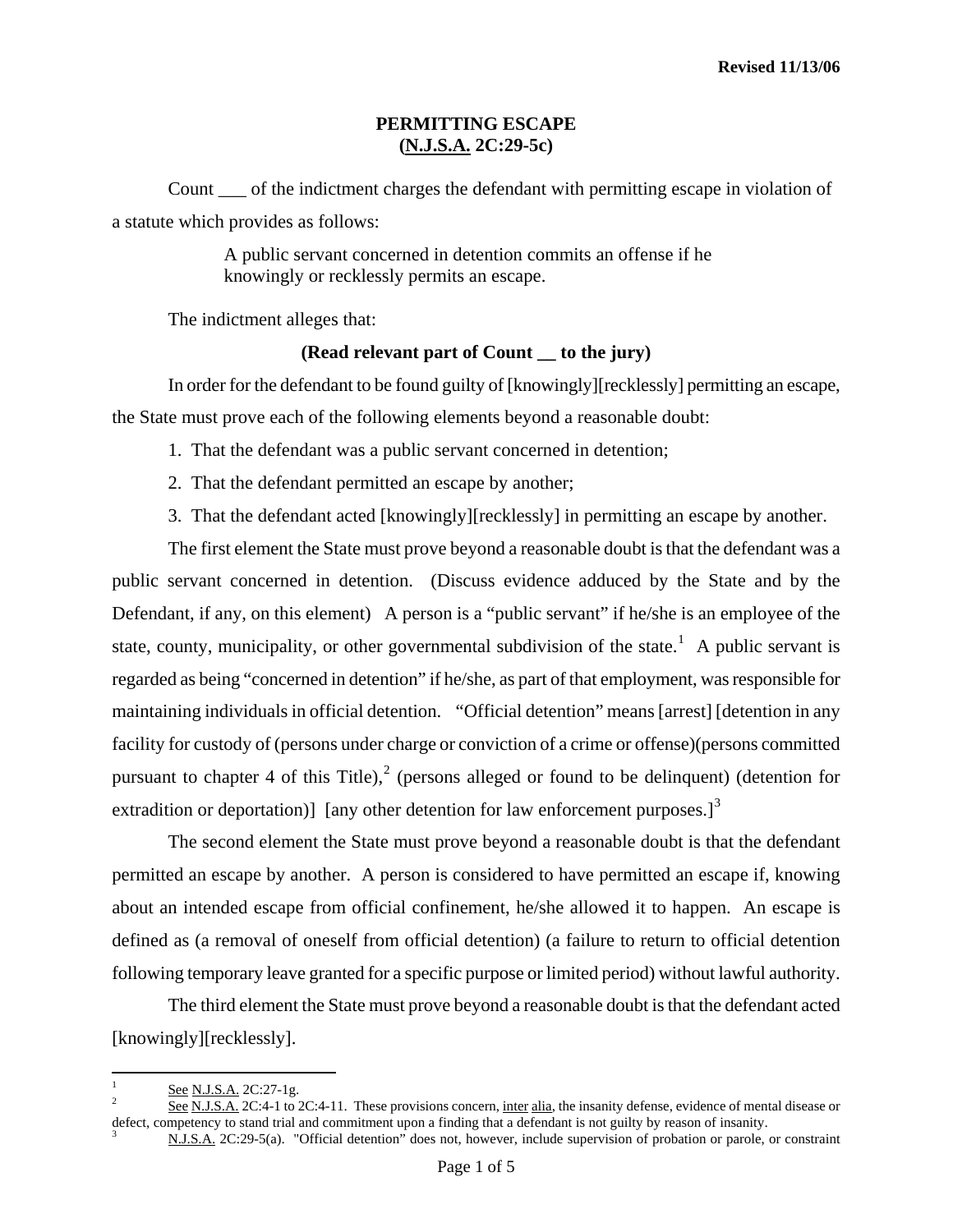Revised 11/13/06

# PERMITTING ESCAPE
## (N.J.S.A. 2C:29-5c)

Count ___ of the indictment charges the defendant with permitting escape in violation of a statute which provides as follows:

> A public servant concerned in detention commits an offense if he knowingly or recklessly permits an escape.

The indictment alleges that:

**(Read relevant part of Count __ to the jury)**

In order for the defendant to be found guilty of [knowingly][recklessly] permitting an escape, the State must prove each of the following elements beyond a reasonable doubt:

1. That the defendant was a public servant concerned in detention;
2. That the defendant permitted an escape by another;
3. That the defendant acted [knowingly][recklessly] in permitting an escape by another.

The first element the State must prove beyond a reasonable doubt is that the defendant was a public servant concerned in detention. (Discuss evidence adduced by the State and by the Defendant, if any, on this element) A person is a "public servant" if he/she is an employee of the state, county, municipality, or other governmental subdivision of the state.[1] A public servant is regarded as being "concerned in detention" if he/she, as part of that employment, was responsible for maintaining individuals in official detention. "Official detention" means [arrest] [detention in any facility for custody of (persons under charge or conviction of a crime or offense)(persons committed pursuant to chapter 4 of this Title),[2] (persons alleged or found to be delinquent) (detention for extradition or deportation)] [any other detention for law enforcement purposes.][3]

The second element the State must prove beyond a reasonable doubt is that the defendant permitted an escape by another. A person is considered to have permitted an escape if, knowing about an intended escape from official confinement, he/she allowed it to happen. An escape is defined as (a removal of oneself from official detention) (a failure to return to official detention following temporary leave granted for a specific purpose or limited period) without lawful authority.

The third element the State must prove beyond a reasonable doubt is that the defendant acted [knowingly][recklessly].

---

[1] See N.J.S.A. 2C:27-1g.

[2] See N.J.S.A. 2C:4-1 to 2C:4-11. These provisions concern, inter alia, the insanity defense, evidence of mental disease or defect, competency to stand trial and commitment upon a finding that a defendant is not guilty by reason of insanity.

[3] N.J.S.A. 2C:29-5(a). "Official detention" does not, however, include supervision of probation or parole, or constraint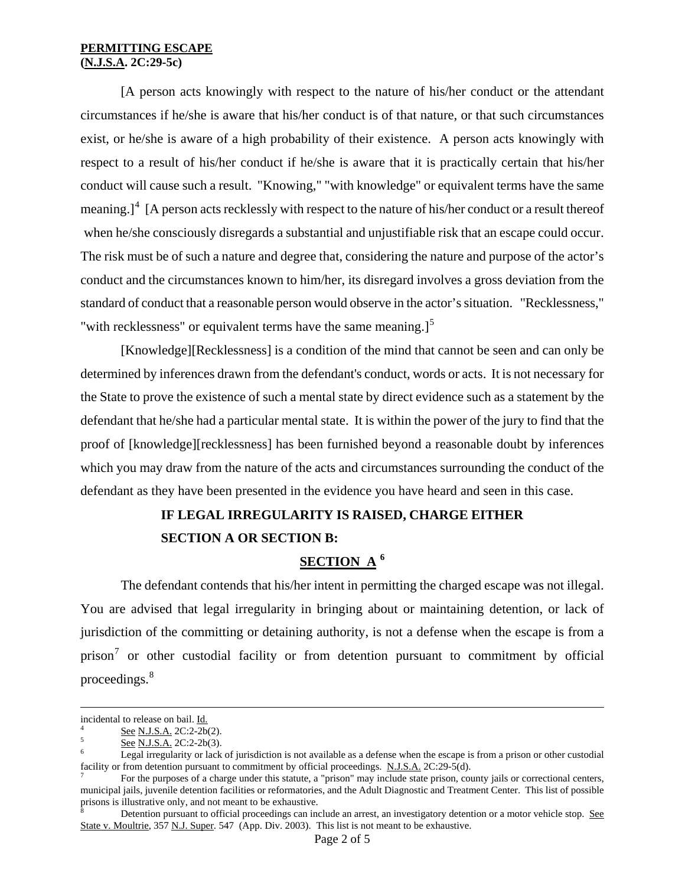**PERMITTING ESCAPE**
**(N.J.S.A. 2C:29-5c)**

[A person acts knowingly with respect to the nature of his/her conduct or the attendant circumstances if he/she is aware that his/her conduct is of that nature, or that such circumstances exist, or he/she is aware of a high probability of their existence. A person acts knowingly with respect to a result of his/her conduct if he/she is aware that it is practically certain that his/her conduct will cause such a result. "Knowing," "with knowledge" or equivalent terms have the same meaning.][4] [A person acts recklessly with respect to the nature of his/her conduct or a result thereof when he/she consciously disregards a substantial and unjustifiable risk that an escape could occur. The risk must be of such a nature and degree that, considering the nature and purpose of the actor's conduct and the circumstances known to him/her, its disregard involves a gross deviation from the standard of conduct that a reasonable person would observe in the actor's situation. "Recklessness," "with recklessness" or equivalent terms have the same meaning.][5]

[Knowledge][Recklessness] is a condition of the mind that cannot be seen and can only be determined by inferences drawn from the defendant's conduct, words or acts. It is not necessary for the State to prove the existence of such a mental state by direct evidence such as a statement by the defendant that he/she had a particular mental state. It is within the power of the jury to find that the proof of [knowledge][recklessness] has been furnished beyond a reasonable doubt by inferences which you may draw from the nature of the acts and circumstances surrounding the conduct of the defendant as they have been presented in the evidence you have heard and seen in this case.

**IF LEGAL IRREGULARITY IS RAISED, CHARGE EITHER SECTION A OR SECTION B:**

**SECTION A [6]**

The defendant contends that his/her intent in permitting the charged escape was not illegal. You are advised that legal irregularity in bringing about or maintaining detention, or lack of jurisdiction of the committing or detaining authority, is not a defense when the escape is from a prison[7] or other custodial facility or from detention pursuant to commitment by official proceedings.[8]

---

incidental to release on bail. Id.

[4] See N.J.S.A. 2C:2-2b(2).

[5] See N.J.S.A. 2C:2-2b(3).

[6] Legal irregularity or lack of jurisdiction is not available as a defense when the escape is from a prison or other custodial facility or from detention pursuant to commitment by official proceedings. N.J.S.A. 2C:29-5(d).

[7] For the purposes of a charge under this statute, a "prison" may include state prison, county jails or correctional centers, municipal jails, juvenile detention facilities or reformatories, and the Adult Diagnostic and Treatment Center. This list of possible prisons is illustrative only, and not meant to be exhaustive.

[8] Detention pursuant to official proceedings can include an arrest, an investigatory detention or a motor vehicle stop. See State v. Moultrie, 357 N.J. Super. 547 (App. Div. 2003). This list is not meant to be exhaustive.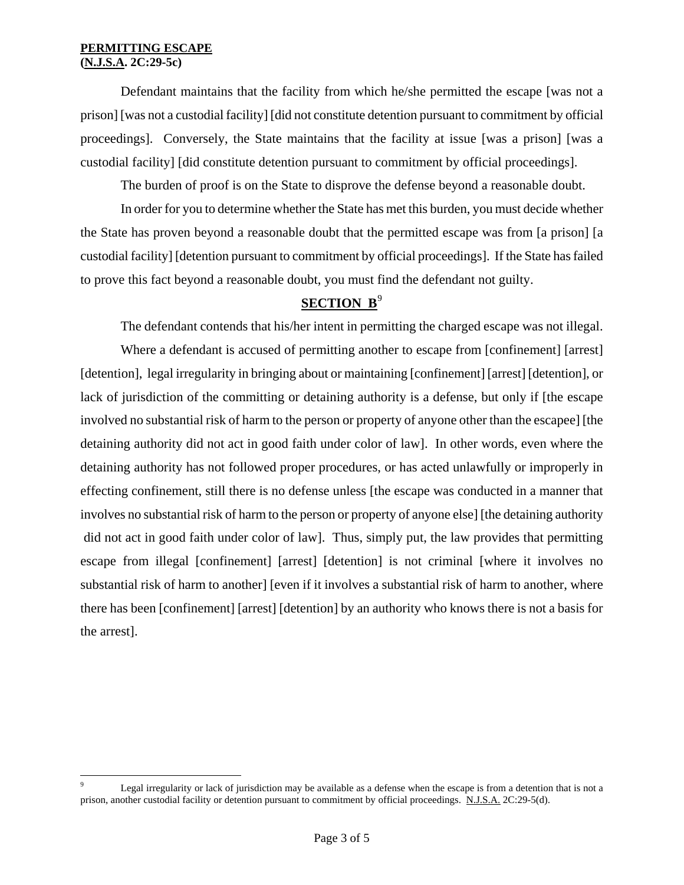**PERMITTING ESCAPE**
**(N.J.S.A. 2C:29-5c)**

Defendant maintains that the facility from which he/she permitted the escape [was not a prison] [was not a custodial facility] [did not constitute detention pursuant to commitment by official proceedings]. Conversely, the State maintains that the facility at issue [was a prison] [was a custodial facility] [did constitute detention pursuant to commitment by official proceedings].

The burden of proof is on the State to disprove the defense beyond a reasonable doubt.

In order for you to determine whether the State has met this burden, you must decide whether the State has proven beyond a reasonable doubt that the permitted escape was from [a prison] [a custodial facility] [detention pursuant to commitment by official proceedings]. If the State has failed to prove this fact beyond a reasonable doubt, you must find the defendant not guilty.

## SECTION B[9]

The defendant contends that his/her intent in permitting the charged escape was not illegal.

Where a defendant is accused of permitting another to escape from [confinement] [arrest] [detention], legal irregularity in bringing about or maintaining [confinement] [arrest] [detention], or lack of jurisdiction of the committing or detaining authority is a defense, but only if [the escape involved no substantial risk of harm to the person or property of anyone other than the escapee] [the detaining authority did not act in good faith under color of law]. In other words, even where the detaining authority has not followed proper procedures, or has acted unlawfully or improperly in effecting confinement, still there is no defense unless [the escape was conducted in a manner that involves no substantial risk of harm to the person or property of anyone else] [the detaining authority did not act in good faith under color of law]. Thus, simply put, the law provides that permitting escape from illegal [confinement] [arrest] [detention] is not criminal [where it involves no substantial risk of harm to another] [even if it involves a substantial risk of harm to another, where there has been [confinement] [arrest] [detention] by an authority who knows there is not a basis for the arrest].

---

[9] Legal irregularity or lack of jurisdiction may be available as a defense when the escape is from a detention that is not a prison, another custodial facility or detention pursuant to commitment by official proceedings. N.J.S.A. 2C:29-5(d).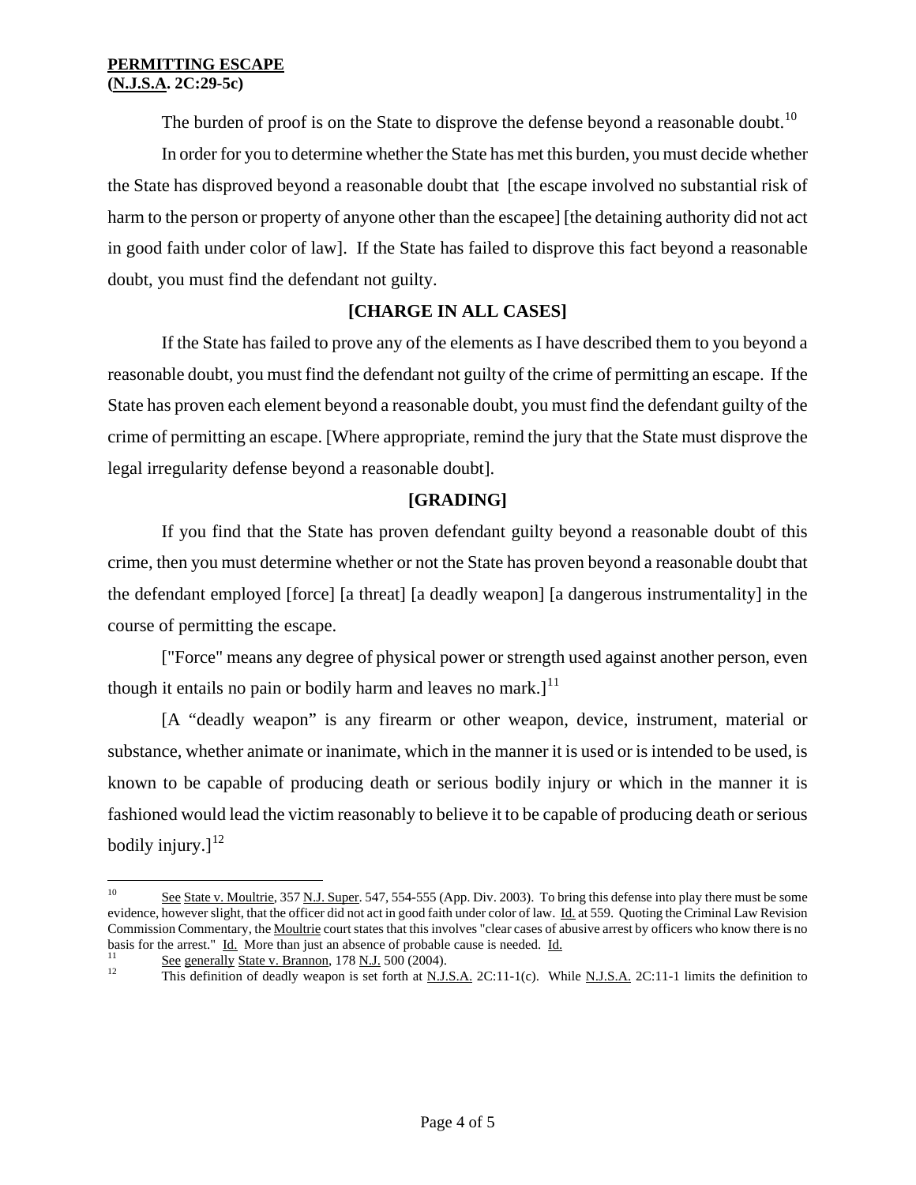The burden of proof is on the State to disprove the defense beyond a reasonable doubt.[10]

In order for you to determine whether the State has met this burden, you must decide whether the State has disproved beyond a reasonable doubt that [the escape involved no substantial risk of harm to the person or property of anyone other than the escapee] [the detaining authority did not act in good faith under color of law]. If the State has failed to disprove this fact beyond a reasonable doubt, you must find the defendant not guilty.

**[CHARGE IN ALL CASES]**

If the State has failed to prove any of the elements as I have described them to you beyond a reasonable doubt, you must find the defendant not guilty of the crime of permitting an escape. If the State has proven each element beyond a reasonable doubt, you must find the defendant guilty of the crime of permitting an escape. [Where appropriate, remind the jury that the State must disprove the legal irregularity defense beyond a reasonable doubt].

**[GRADING]**

If you find that the State has proven defendant guilty beyond a reasonable doubt of this crime, then you must determine whether or not the State has proven beyond a reasonable doubt that the defendant employed [force] [a threat] [a deadly weapon] [a dangerous instrumentality] in the course of permitting the escape.

["Force" means any degree of physical power or strength used against another person, even though it entails no pain or bodily harm and leaves no mark.][11]

[A "deadly weapon" is any firearm or other weapon, device, instrument, material or substance, whether animate or inanimate, which in the manner it is used or is intended to be used, is known to be capable of producing death or serious bodily injury or which in the manner it is fashioned would lead the victim reasonably to believe it to be capable of producing death or serious bodily injury.][12]

---

[10] See State v. Moultrie, 357 N.J. Super. 547, 554-555 (App. Div. 2003). To bring this defense into play there must be some evidence, however slight, that the officer did not act in good faith under color of law. Id. at 559. Quoting the Criminal Law Revision Commission Commentary, the Moultrie court states that this involves "clear cases of abusive arrest by officers who know there is no basis for the arrest." Id. More than just an absence of probable cause is needed. Id.

[11] See generally State v. Brannon, 178 N.J. 500 (2004).

[12] This definition of deadly weapon is set forth at N.J.S.A. 2C:11-1(c). While N.J.S.A. 2C:11-1 limits the definition to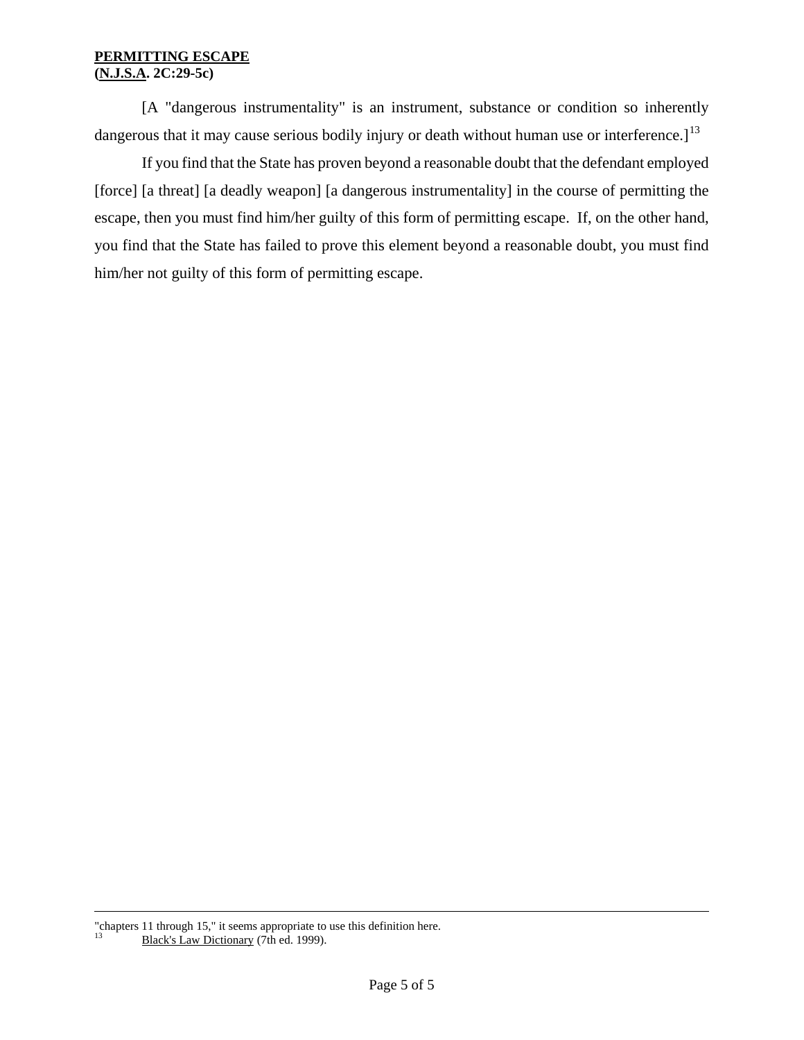[A "dangerous instrumentality" is an instrument, substance or condition so inherently dangerous that it may cause serious bodily injury or death without human use or interference.][13]

If you find that the State has proven beyond a reasonable doubt that the defendant employed [force] [a threat] [a deadly weapon] [a dangerous instrumentality] in the course of permitting the escape, then you must find him/her guilty of this form of permitting escape. If, on the other hand, you find that the State has failed to prove this element beyond a reasonable doubt, you must find him/her not guilty of this form of permitting escape.

---

"chapters 11 through 15," it seems appropriate to use this definition here.

[13] Black's Law Dictionary (7th ed. 1999).